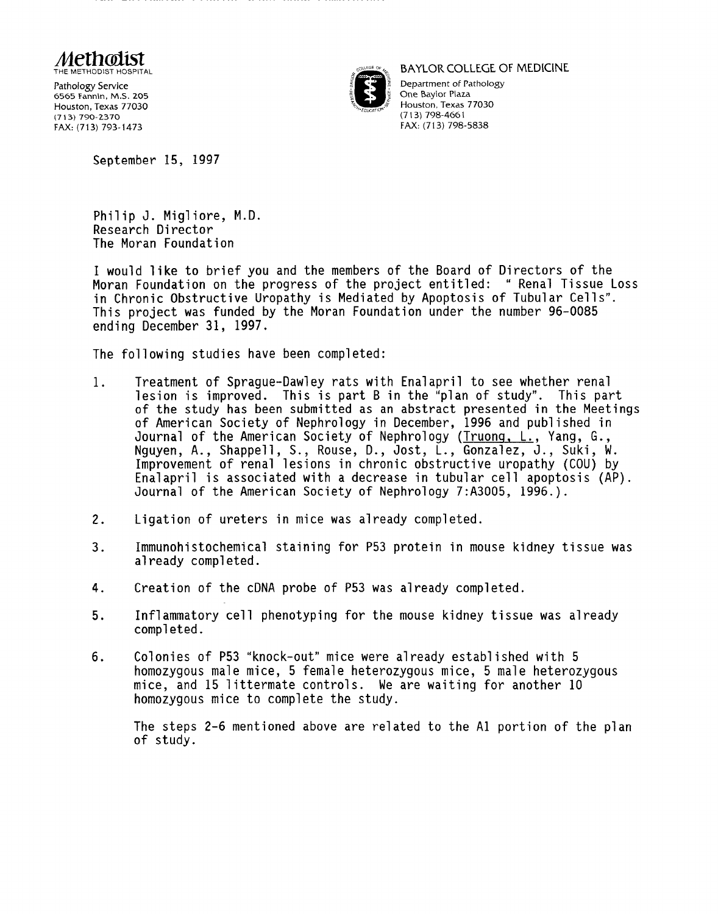**Methodist**
THE METHODIST HOSPITAL

Pathology Service
6565 Fannin, M.S. 205
Houston, Texas 77030
(713) 790-2370
FAX: (713) 793-1473

BAYLOR COLLEGE OF MEDICINE

Department of Pathology
One Baylor Plaza
Houston, Texas 77030
(713) 798-4661
FAX: (713) 798-5838

September 15, 1997

Philip J. Migliore, M.D.
Research Director
The Moran Foundation

I would like to brief you and the members of the Board of Directors of the Moran Foundation on the progress of the project entitled: " Renal Tissue Loss in Chronic Obstructive Uropathy is Mediated by Apoptosis of Tubular Cells". This project was funded by the Moran Foundation under the number 96-0085 ending December 31, 1997.

The following studies have been completed:

1. Treatment of Sprague-Dawley rats with Enalapril to see whether renal lesion is improved. This is part B in the "plan of study". This part of the study has been submitted as an abstract presented in the Meetings of American Society of Nephrology in December, 1996 and published in Journal of the American Society of Nephrology (Truong, L., Yang, G., Nguyen, A., Shappell, S., Rouse, D., Jost, L., Gonzalez, J., Suki, W. Improvement of renal lesions in chronic obstructive uropathy (COU) by Enalapril is associated with a decrease in tubular cell apoptosis (AP). Journal of the American Society of Nephrology 7:A3005, 1996.).

2. Ligation of ureters in mice was already completed.

3. Immunohistochemical staining for P53 protein in mouse kidney tissue was already completed.

4. Creation of the cDNA probe of P53 was already completed.

5. Inflammatory cell phenotyping for the mouse kidney tissue was already completed.

6. Colonies of P53 "knock-out" mice were already established with 5 homozygous male mice, 5 female heterozygous mice, 5 male heterozygous mice, and 15 littermate controls. We are waiting for another 10 homozygous mice to complete the study.

   The steps 2-6 mentioned above are related to the A1 portion of the plan of study.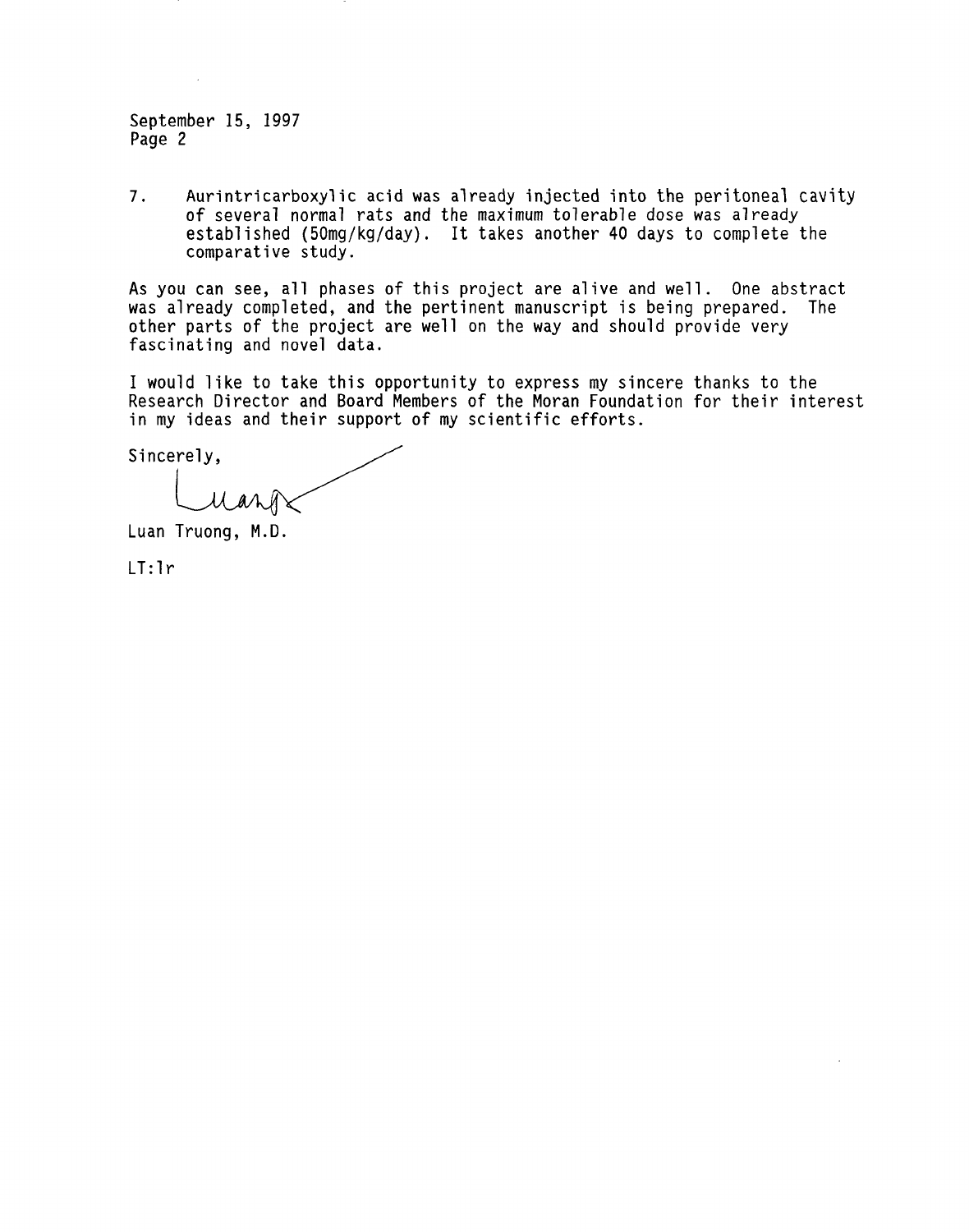7. Aurintricarboxylic acid was already injected into the peritoneal cavity of several normal rats and the maximum tolerable dose was already established (50mg/kg/day). It takes another 40 days to complete the comparative study.

As you can see, all phases of this project are alive and well. One abstract was already completed, and the pertinent manuscript is being prepared. The other parts of the project are well on the way and should provide very fascinating and novel data.

I would like to take this opportunity to express my sincere thanks to the Research Director and Board Members of the Moran Foundation for their interest in my ideas and their support of my scientific efforts.

Sincerely,

Luan

Luan Truong, M.D.

LT:lr